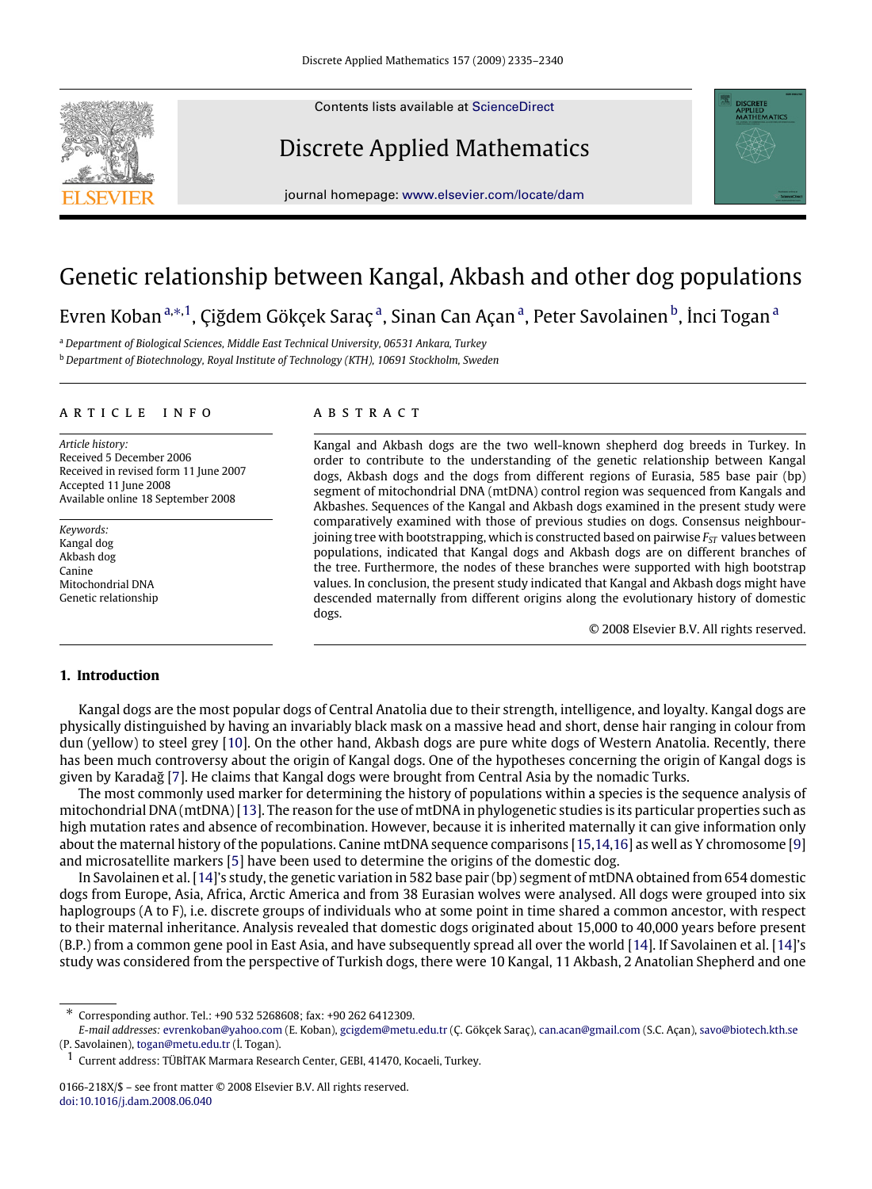Contents lists available at ScienceDirect

# Discrete Applied Mathematics

journal homepage: www.elsevier.com/locate/dam

# Genetic relationship between Kangal, Akbash and other dog populations

Evren Koban [a,*,1], Çiğdem Gökçek Saraç [a], Sinan Can Açan [a], Peter Savolainen [b], İnci Togan [a]

[a] *Department of Biological Sciences, Middle East Technical University, 06531 Ankara, Turkey*

[b] *Department of Biotechnology, Royal Institute of Technology (KTH), 10691 Stockholm, Sweden*

## ARTICLE INFO

*Article history:*
Received 5 December 2006
Received in revised form 11 June 2007
Accepted 11 June 2008
Available online 18 September 2008

*Keywords:*
Kangal dog
Akbash dog
Canine
Mitochondrial DNA
Genetic relationship

## ABSTRACT

Kangal and Akbash dogs are the two well-known shepherd dog breeds in Turkey. In order to contribute to the understanding of the genetic relationship between Kangal dogs, Akbash dogs and the dogs from different regions of Eurasia, 585 base pair (bp) segment of mitochondrial DNA (mtDNA) control region was sequenced from Kangals and Akbashes. Sequences of the Kangal and Akbash dogs examined in the present study were comparatively examined with those of previous studies on dogs. Consensus neighbour-joining tree with bootstrapping, which is constructed based on pairwise $F_{ST}$ values between populations, indicated that Kangal dogs and Akbash dogs are on different branches of the tree. Furthermore, the nodes of these branches were supported with high bootstrap values. In conclusion, the present study indicated that Kangal and Akbash dogs might have descended maternally from different origins along the evolutionary history of domestic dogs.

© 2008 Elsevier B.V. All rights reserved.

## 1. Introduction

Kangal dogs are the most popular dogs of Central Anatolia due to their strength, intelligence, and loyalty. Kangal dogs are physically distinguished by having an invariably black mask on a massive head and short, dense hair ranging in colour from dun (yellow) to steel grey [10]. On the other hand, Akbash dogs are pure white dogs of Western Anatolia. Recently, there has been much controversy about the origin of Kangal dogs. One of the hypotheses concerning the origin of Kangal dogs is given by Karadağ [7]. He claims that Kangal dogs were brought from Central Asia by the nomadic Turks.

The most commonly used marker for determining the history of populations within a species is the sequence analysis of mitochondrial DNA (mtDNA) [13]. The reason for the use of mtDNA in phylogenetic studies is its particular properties such as high mutation rates and absence of recombination. However, because it is inherited maternally it can give information only about the maternal history of the populations. Canine mtDNA sequence comparisons [15,14,16] as well as Y chromosome [9] and microsatellite markers [5] have been used to determine the origins of the domestic dog.

In Savolainen et al. [14]'s study, the genetic variation in 582 base pair (bp) segment of mtDNA obtained from 654 domestic dogs from Europe, Asia, Africa, Arctic America and from 38 Eurasian wolves were analysed. All dogs were grouped into six haplogroups (A to F), i.e. discrete groups of individuals who at some point in time shared a common ancestor, with respect to their maternal inheritance. Analysis revealed that domestic dogs originated about 15,000 to 40,000 years before present (B.P.) from a common gene pool in East Asia, and have subsequently spread all over the world [14]. If Savolainen et al. [14]'s study was considered from the perspective of Turkish dogs, there were 10 Kangal, 11 Akbash, 2 Anatolian Shepherd and one

---

\* Corresponding author. Tel.: +90 532 5268608; fax: +90 262 6412309.
*E-mail addresses:* evrenkoban@yahoo.com (E. Koban), gcigdem@metu.edu.tr (Ç. Gökçek Saraç), can.acan@gmail.com (S.C. Açan), savo@biotech.kth.se (P. Savolainen), togan@metu.edu.tr (İ. Togan).

[1] Current address: TÜBİTAK Marmara Research Center, GEBI, 41470, Kocaeli, Turkey.

0166-218X/$ – see front matter © 2008 Elsevier B.V. All rights reserved.
doi:10.1016/j.dam.2008.06.040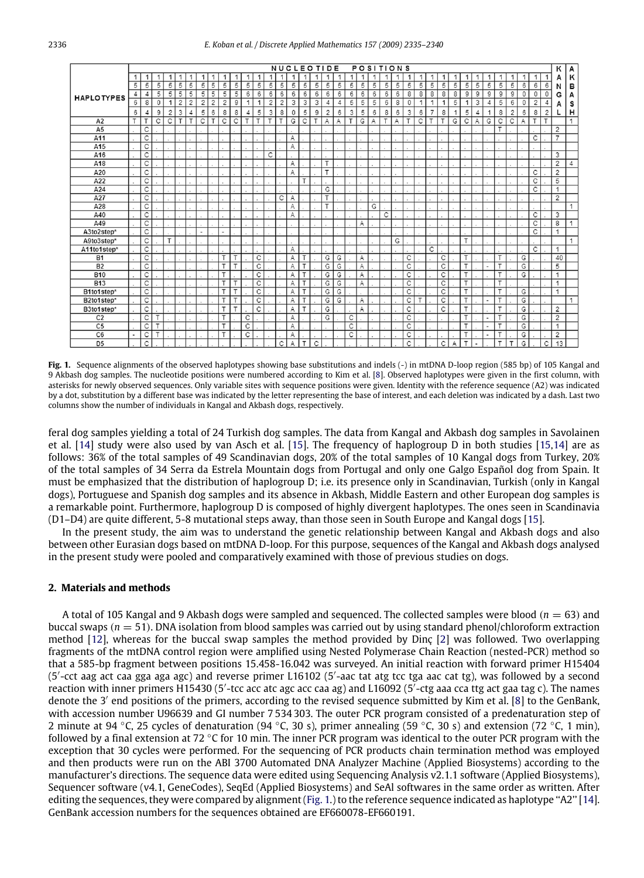| HAPLOTYPES | NUCLEOTIDE POSITIONS | | | | | | | | | | | | | | | | | | | | | | | | | | | | | | | | | | | | | KANGAL | AKBASH |
|---|---|---|---|---|---|---|---|---|---|---|---|---|---|---|---|---|---|---|---|---|---|---|---|---|---|---|---|---|---|---|---|---|---|---|---|---|---|---|---|
| | 15466 | 15484 | 15509 | 15512 | 15523 | 15524 | 15525 | 15526 | 15528 | 15598 | 15614 | 15615 | 15623 | 15628 | 15630 | 15635 | 15639 | 15642 | 15646 | 15653 | 15655 | 15656 | 15668 | 15686 | 15803 | 15816 | 15817 | 15818 | 15851 | 15915 | 15934 | 15941 | 15958 | 15962 | 16006 | 16028 | 16042 | | |
| A2 | T | T | C | C | T | T | C | T | C | C | T | T | T | T | G | C | T | A | A | T | G | A | T | A | T | C | T | T | G | C | A | G | C | C | A | T | T | | 1 |
| A5 | . | C | . | . | . | . | . | . | . | . | . | . | . | . | . | . | . | . | . | . | . | . | . | . | . | . | . | . | . | . | . | . | T | . | . | . | . | 2 | |
| A11 | . | C | . | . | . | . | . | . | . | . | . | . | . | . | A | . | . | . | . | . | . | . | . | . | . | . | . | . | . | . | . | . | . | . | . | C | . | 7 | |
| A15 | . | C | . | . | . | . | . | . | . | . | . | . | . | . | A | . | . | . | . | . | . | . | . | . | . | . | . | . | . | . | . | . | . | . | . | . | . | | |
| A16 | . | C | . | . | . | . | . | . | . | . | . | . | C | . | . | . | . | . | . | . | . | . | . | . | . | . | . | . | . | . | . | . | . | . | . | . | . | 3 | |
| A18 | . | C | . | . | . | . | . | . | . | . | . | . | . | . | A | . | . | T | . | . | . | . | . | . | . | . | . | . | . | . | . | . | . | . | . | . | . | 2 | 4 |
| A20 | . | C | . | . | . | . | . | . | . | . | . | . | . | . | A | . | . | T | . | . | . | . | . | . | . | . | . | . | . | . | . | . | . | . | . | C | . | 2 | |
| A22 | . | C | . | . | . | . | . | . | . | . | . | . | . | . | . | T | . | . | . | . | . | . | . | . | . | . | . | . | . | . | . | . | . | . | . | C | . | 5 | |
| A24 | . | C | . | . | . | . | . | . | . | . | . | . | . | . | . | . | . | G | . | . | . | . | . | . | . | . | . | . | . | . | . | . | . | . | . | C | . | 1 | |
| A27 | . | C | . | . | . | . | . | . | . | . | . | . | . | C | A | . | . | T | . | . | . | . | . | . | . | . | . | . | . | . | . | . | . | . | . | . | . | 2 | |
| A28 | . | C | . | . | . | . | . | . | . | . | . | . | . | . | A | . | . | T | . | . | . | G | . | . | . | . | . | . | . | . | . | . | . | . | . | . | . | | 1 |
| A40 | . | C | . | . | . | . | . | . | . | . | . | . | . | . | A | . | . | . | . | . | . | . | C | . | . | . | . | . | . | . | . | . | . | . | . | C | . | 3 | |
| A49 | . | C | . | . | . | . | . | . | . | . | . | . | . | . | . | . | . | . | . | . | A | . | . | . | . | . | . | . | . | . | . | . | . | . | . | C | . | 8 | 1 |
| A3to2step* | . | C | . | . | . | . | - | . | - | . | . | . | . | . | . | . | . | . | . | . | . | . | . | . | . | . | . | . | . | . | . | . | . | . | . | C | . | 1 | |
| A9to3step* | . | C | . | T | . | . | . | . | . | . | . | . | . | . | . | . | . | . | . | . | . | . | . | G | . | . | . | . | . | T | . | . | . | . | . | . | . | | 1 |
| A11to1step* | . | C | . | . | . | . | . | . | . | . | . | . | . | . | A | . | . | . | . | . | . | . | . | . | . | . | C | . | . | . | . | . | . | . | . | C | . | 1 | |
| B1 | . | C | . | . | . | . | . | . | T | T | . | C | . | . | A | T | . | G | G | . | A | . | . | . | C | . | . | C | . | T | . | . | T | . | G | . | . | 40 | |
| B2 | . | C | . | . | . | . | . | . | T | T | . | C | . | . | A | T | . | G | G | . | A | . | . | . | C | . | . | C | . | T | . | - | T | . | G | . | . | 5 | |
| B10 | . | C | . | . | . | . | . | . | T | . | . | C | . | . | A | T | . | G | G | . | A | . | . | . | C | . | . | C | . | T | . | . | T | . | G | . | . | 1 | |
| B13 | . | C | . | . | . | . | . | . | T | T | . | C | . | . | A | T | . | G | G | . | A | . | . | . | C | . | . | C | . | T | . | . | T | . | . | . | . | 1 | |
| B1to1step* | . | C | . | . | . | . | . | . | T | T | . | C | . | . | A | T | . | G | G | . | . | . | . | . | C | . | . | C | . | T | . | . | T | . | G | . | . | 1 | |
| B2to1step* | . | C | . | . | . | . | . | . | T | T | . | C | . | . | A | T | . | G | G | . | A | . | . | . | C | T | . | C | . | T | . | - | T | . | G | . | . | | 1 |
| B3to1step* | . | C | . | . | . | . | . | . | T | T | . | C | . | . | A | T | . | G | . | . | A | . | . | . | C | . | . | C | . | T | . | . | T | . | G | . | . | 2 | |
| C2 | . | C | T | . | . | . | . | . | T | . | C | . | . | . | A | . | . | G | . | C | . | . | . | . | C | . | . | . | . | T | . | - | T | . | G | . | . | 2 | |
| C5 | . | C | T | . | . | . | . | . | T | . | C | . | . | . | A | . | . | . | . | C | . | . | . | . | C | . | . | . | . | T | . | - | T | . | G | . | . | 1 | |
| C6 | - | C | T | . | . | . | . | . | T | . | C | . | . | . | A | . | . | . | . | C | . | . | . | . | C | . | . | . | . | T | . | - | T | . | G | . | . | 2 | |
| D5 | . | C | . | . | . | . | . | . | . | . | . | . | . | C | A | T | C | . | . | . | . | . | . | . | C | . | . | C | A | T | - | . | T | T | G | . | C | 13 | |

**Fig. 1.** Sequence alignments of the observed haplotypes showing base substitutions and indels (-) in mtDNA D-loop region (585 bp) of 105 Kangal and 9 Akbash dog samples. The nucleotide positions were numbered according to Kim et al. [8]. Observed haplotypes were given in the first column, with asterisks for newly observed sequences. Only variable sites with sequence positions were given. Identity with the reference sequence (A2) was indicated by a dot, substitution by a different base was indicated by the letter representing the base of interest, and each deletion was indicated by a dash. Last two columns show the number of individuals in Kangal and Akbash dogs, respectively.

feral dog samples yielding a total of 24 Turkish dog samples. The data from Kangal and Akbash dog samples in Savolainen et al. [14] study were also used by van Asch et al. [15]. The frequency of haplogroup D in both studies [15,14] are as follows: 36% of the total samples of 49 Scandinavian dogs, 20% of the total samples of 10 Kangal dogs from Turkey, 20% of the total samples of 34 Serra da Estrela Mountain dogs from Portugal and only one Galgo Español dog from Spain. It must be emphasized that the distribution of haplogroup D; i.e. its presence only in Scandinavian, Turkish (only in Kangal dogs), Portuguese and Spanish dog samples and its absence in Akbash, Middle Eastern and other European dog samples is a remarkable point. Furthermore, haplogroup D is composed of highly divergent haplotypes. The ones seen in Scandinavia (D1–D4) are quite different, 5-8 mutational steps away, than those seen in South Europe and Kangal dogs [15].

In the present study, the aim was to understand the genetic relationship between Kangal and Akbash dogs and also between other Eurasian dogs based on mtDNA D-loop. For this purpose, sequences of the Kangal and Akbash dogs analysed in the present study were pooled and comparatively examined with those of previous studies on dogs.

## 2. Materials and methods

A total of 105 Kangal and 9 Akbash dogs were sampled and sequenced. The collected samples were blood ($n = 63$) and buccal swaps ($n = 51$). DNA isolation from blood samples was carried out by using standard phenol/chloroform extraction method [12], whereas for the buccal swap samples the method provided by Dinç [2] was followed. Two overlapping fragments of the mtDNA control region were amplified using Nested Polymerase Chain Reaction (nested-PCR) method so that a 585-bp fragment between positions 15.458-16.042 was surveyed. An initial reaction with forward primer H15404 (5′-cct aag act caa gga aga agc) and reverse primer L16102 (5′-aac tat atg tcc tga aac cat tg), was followed by a second reaction with inner primers H15430 (5′-tcc acc atc agc acc caa ag) and L16092 (5′-ctg aaa cca ttg act gaa tag c). The names denote the 3′ end positions of the primers, according to the revised sequence submitted by Kim et al. [8] to the GenBank, with accession number U96639 and GI number 7 534 303. The outer PCR program consisted of a predenaturation step of 2 minute at 94 °C, 25 cycles of denaturation (94 °C, 30 s), primer annealing (59 °C, 30 s) and extension (72 °C, 1 min), followed by a final extension at 72 °C for 10 min. The inner PCR program was identical to the outer PCR program with the exception that 30 cycles were performed. For the sequencing of PCR products chain termination method was employed and then products were run on the ABI 3700 Automated DNA Analyzer Machine (Applied Biosystems) according to the manufacturer's directions. The sequence data were edited using Sequencing Analysis v2.1.1 software (Applied Biosystems), Sequencer software (v4.1, GeneCodes), SeqEd (Applied Biosystems) and SeAl softwares in the same order as written. After editing the sequences, they were compared by alignment (Fig. 1.) to the reference sequence indicated as haplotype "A2" [14]. GenBank accession numbers for the sequences obtained are EF660078-EF660191.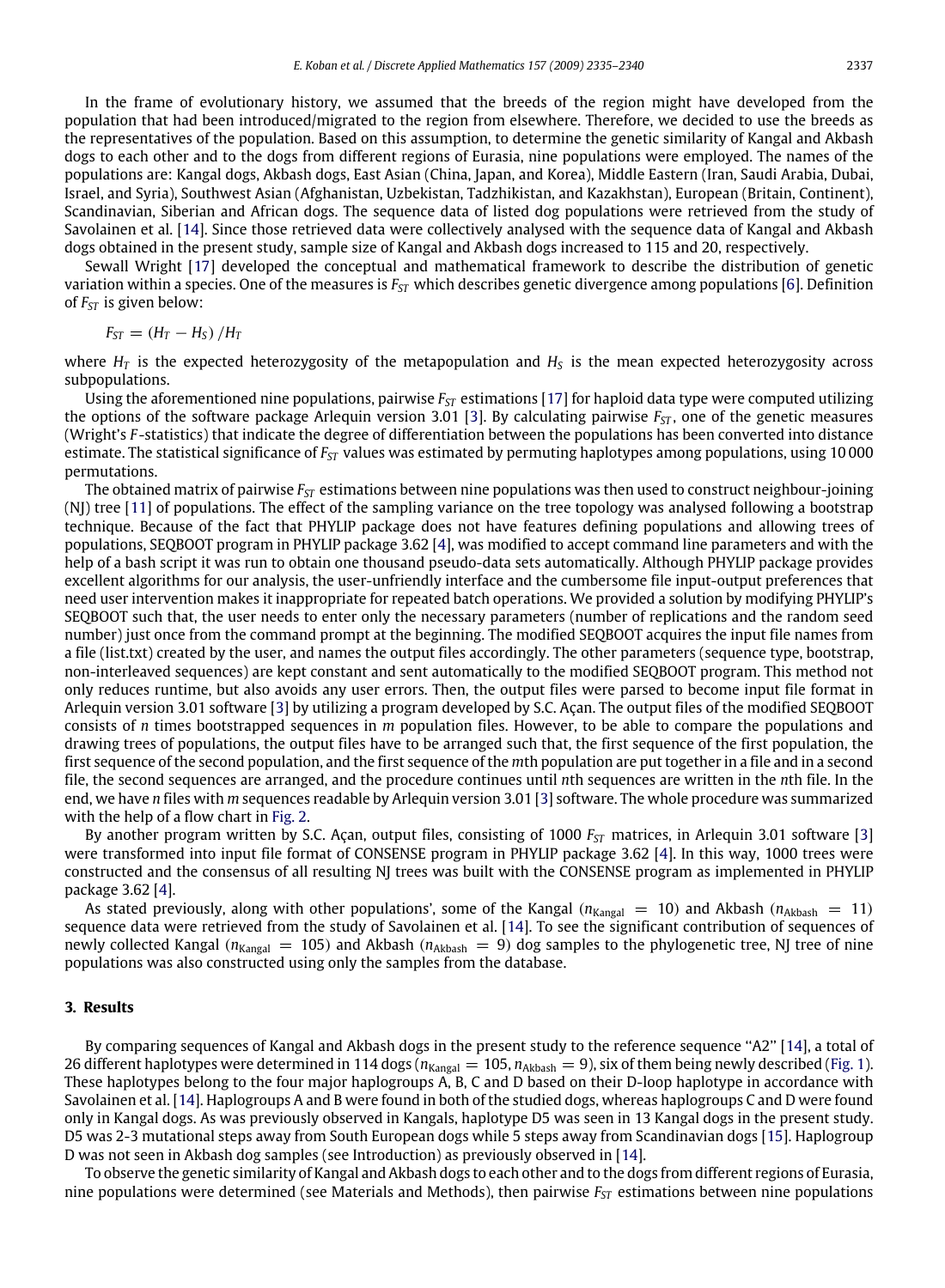In the frame of evolutionary history, we assumed that the breeds of the region might have developed from the population that had been introduced/migrated to the region from elsewhere. Therefore, we decided to use the breeds as the representatives of the population. Based on this assumption, to determine the genetic similarity of Kangal and Akbash dogs to each other and to the dogs from different regions of Eurasia, nine populations were employed. The names of the populations are: Kangal dogs, Akbash dogs, East Asian (China, Japan, and Korea), Middle Eastern (Iran, Saudi Arabia, Dubai, Israel, and Syria), Southwest Asian (Afghanistan, Uzbekistan, Tadzhikistan, and Kazakhstan), European (Britain, Continent), Scandinavian, Siberian and African dogs. The sequence data of listed dog populations were retrieved from the study of Savolainen et al. [14]. Since those retrieved data were collectively analysed with the sequence data of Kangal and Akbash dogs obtained in the present study, sample size of Kangal and Akbash dogs increased to 115 and 20, respectively.

Sewall Wright [17] developed the conceptual and mathematical framework to describe the distribution of genetic variation within a species. One of the measures is $F_{ST}$ which describes genetic divergence among populations [6]. Definition of $F_{ST}$ is given below:

$$F_{ST} = (H_T - H_S)/H_T$$

where $H_T$ is the expected heterozygosity of the metapopulation and $H_S$ is the mean expected heterozygosity across subpopulations.

Using the aforementioned nine populations, pairwise $F_{ST}$ estimations [17] for haploid data type were computed utilizing the options of the software package Arlequin version 3.01 [3]. By calculating pairwise $F_{ST}$, one of the genetic measures (Wright's $F$-statistics) that indicate the degree of differentiation between the populations has been converted into distance estimate. The statistical significance of $F_{ST}$ values was estimated by permuting haplotypes among populations, using 10 000 permutations.

The obtained matrix of pairwise $F_{ST}$ estimations between nine populations was then used to construct neighbour-joining (NJ) tree [11] of populations. The effect of the sampling variance on the tree topology was analysed following a bootstrap technique. Because of the fact that PHYLIP package does not have features defining populations and allowing trees of populations, SEQBOOT program in PHYLIP package 3.62 [4], was modified to accept command line parameters and with the help of a bash script it was run to obtain one thousand pseudo-data sets automatically. Although PHYLIP package provides excellent algorithms for our analysis, the user-unfriendly interface and the cumbersome file input-output preferences that need user intervention makes it inappropriate for repeated batch operations. We provided a solution by modifying PHYLIP's SEQBOOT such that, the user needs to enter only the necessary parameters (number of replications and the random seed number) just once from the command prompt at the beginning. The modified SEQBOOT acquires the input file names from a file (list.txt) created by the user, and names the output files accordingly. The other parameters (sequence type, bootstrap, non-interleaved sequences) are kept constant and sent automatically to the modified SEQBOOT program. This method not only reduces runtime, but also avoids any user errors. Then, the output files were parsed to become input file format in Arlequin version 3.01 software [3] by utilizing a program developed by S.C. Açan. The output files of the modified SEQBOOT consists of $n$ times bootstrapped sequences in $m$ population files. However, to be able to compare the populations and drawing trees of populations, the output files have to be arranged such that, the first sequence of the first population, the first sequence of the second population, and the first sequence of the $m$th population are put together in a file and in a second file, the second sequences are arranged, and the procedure continues until $n$th sequences are written in the $n$th file. In the end, we have $n$ files with $m$ sequences readable by Arlequin version 3.01 [3] software. The whole procedure was summarized with the help of a flow chart in Fig. 2.

By another program written by S.C. Açan, output files, consisting of 1000 $F_{ST}$ matrices, in Arlequin 3.01 software [3] were transformed into input file format of CONSENSE program in PHYLIP package 3.62 [4]. In this way, 1000 trees were constructed and the consensus of all resulting NJ trees was built with the CONSENSE program as implemented in PHYLIP package 3.62 [4].

As stated previously, along with other populations', some of the Kangal ($n_{\text{Kangal}} = 10$) and Akbash ($n_{\text{Akbash}} = 11$) sequence data were retrieved from the study of Savolainen et al. [14]. To see the significant contribution of sequences of newly collected Kangal ($n_{\text{Kangal}} = 105$) and Akbash ($n_{\text{Akbash}} = 9$) dog samples to the phylogenetic tree, NJ tree of nine populations was also constructed using only the samples from the database.

## 3. Results

By comparing sequences of Kangal and Akbash dogs in the present study to the reference sequence "A2" [14], a total of 26 different haplotypes were determined in 114 dogs ($n_{\text{Kangal}} = 105$, $n_{\text{Akbash}} = 9$), six of them being newly described (Fig. 1). These haplotypes belong to the four major haplogroups A, B, C and D based on their D-loop haplotype in accordance with Savolainen et al. [14]. Haplogroups A and B were found in both of the studied dogs, whereas haplogroups C and D were found only in Kangal dogs. As was previously observed in Kangals, haplotype D5 was seen in 13 Kangal dogs in the present study. D5 was 2-3 mutational steps away from South European dogs while 5 steps away from Scandinavian dogs [15]. Haplogroup D was not seen in Akbash dog samples (see Introduction) as previously observed in [14].

To observe the genetic similarity of Kangal and Akbash dogs to each other and to the dogs from different regions of Eurasia, nine populations were determined (see Materials and Methods), then pairwise $F_{ST}$ estimations between nine populations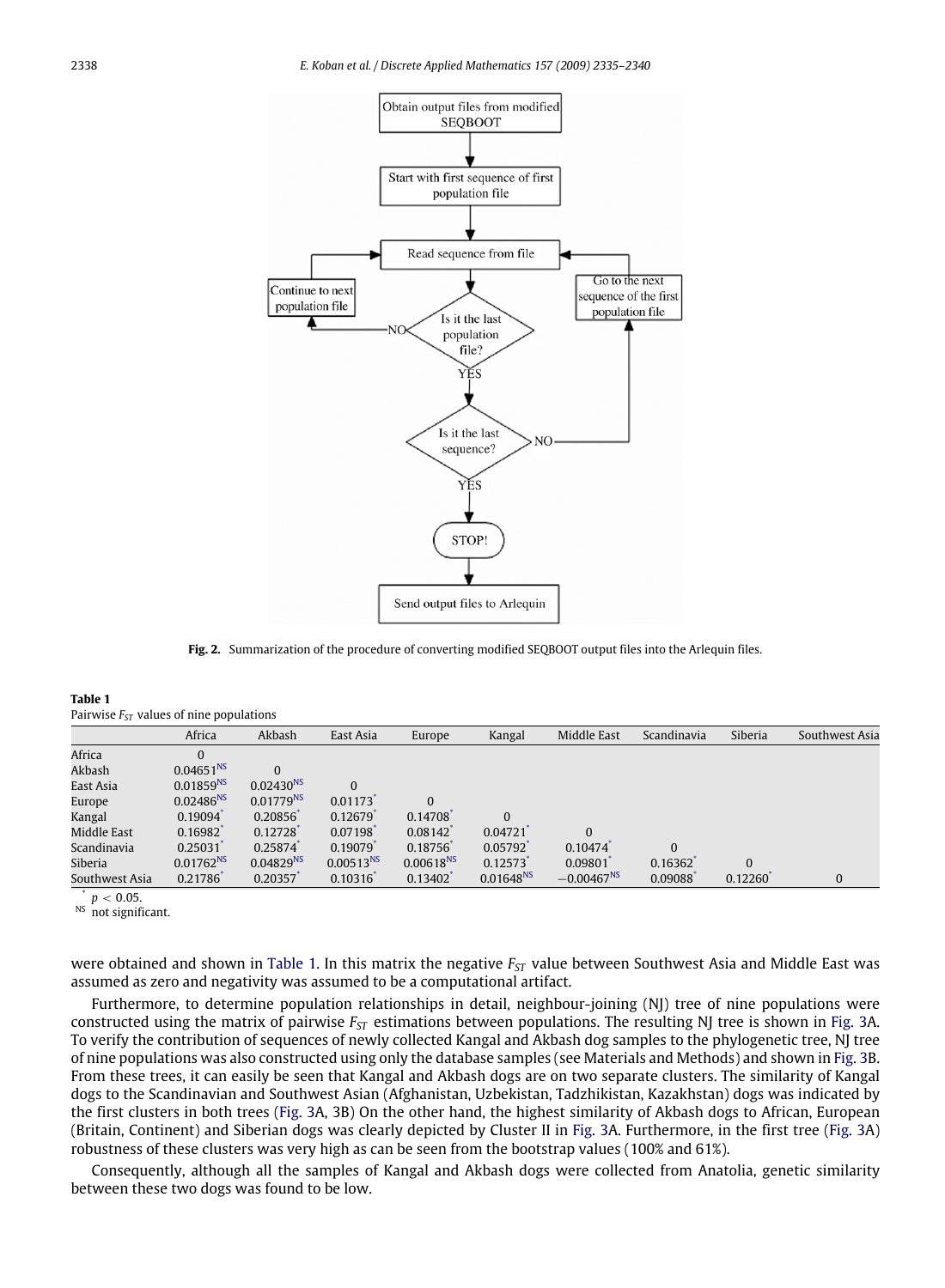Fig. 2. Summarization of the procedure of converting modified SEQBOOT output files into the Arlequin files.

**Table 1**
Pairwise $F_{ST}$ values of nine populations

| | Africa | Akbash | East Asia | Europe | Kangal | Middle East | Scandinavia | Siberia | Southwest Asia |
|---|---|---|---|---|---|---|---|---|---|
| Africa | 0 | | | | | | | | |
| Akbash | 0.04651[NS] | 0 | | | | | | | |
| East Asia | 0.01859[NS] | 0.02430[NS] | 0 | | | | | | |
| Europe | 0.02486[NS] | 0.01779[NS] | 0.01173* | 0 | | | | | |
| Kangal | 0.19094* | 0.20856* | 0.12679* | 0.14708* | 0 | | | | |
| Middle East | 0.16982* | 0.12728* | 0.07198* | 0.08142* | 0.04721* | 0 | | | |
| Scandinavia | 0.25031* | 0.25874* | 0.19079* | 0.18756* | 0.05792* | 0.10474* | 0 | | |
| Siberia | 0.01762[NS] | 0.04829[NS] | 0.00513[NS] | 0.00618[NS] | 0.12573* | 0.09801* | 0.16362* | 0 | |
| Southwest Asia | 0.21786* | 0.20357* | 0.10316* | 0.13402* | 0.01648[NS] | −0.00467[NS] | 0.09088* | 0.12260* | 0 |

* $p < 0.05$.
NS not significant.

were obtained and shown in Table 1. In this matrix the negative $F_{ST}$ value between Southwest Asia and Middle East was assumed as zero and negativity was assumed to be a computational artifact.

Furthermore, to determine population relationships in detail, neighbour-joining (NJ) tree of nine populations were constructed using the matrix of pairwise $F_{ST}$ estimations between populations. The resulting NJ tree is shown in Fig. 3A. To verify the contribution of sequences of newly collected Kangal and Akbash dog samples to the phylogenetic tree, NJ tree of nine populations was also constructed using only the database samples (see Materials and Methods) and shown in Fig. 3B. From these trees, it can easily be seen that Kangal and Akbash dogs are on two separate clusters. The similarity of Kangal dogs to the Scandinavian and Southwest Asian (Afghanistan, Uzbekistan, Tadzhikistan, Kazakhstan) dogs was indicated by the first clusters in both trees (Fig. 3A, 3B) On the other hand, the highest similarity of Akbash dogs to African, European (Britain, Continent) and Siberian dogs was clearly depicted by Cluster II in Fig. 3A. Furthermore, in the first tree (Fig. 3A) robustness of these clusters was very high as can be seen from the bootstrap values (100% and 61%).

Consequently, although all the samples of Kangal and Akbash dogs were collected from Anatolia, genetic similarity between these two dogs was found to be low.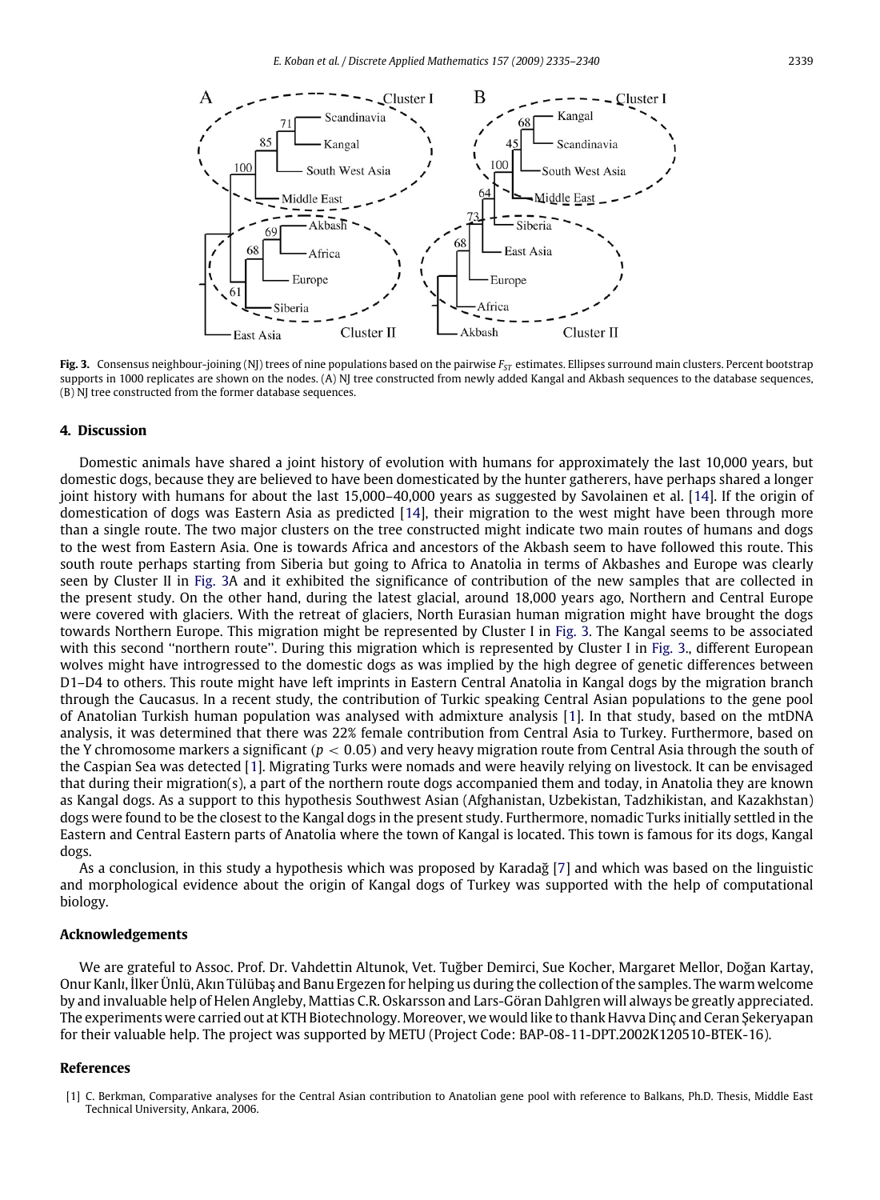**Fig. 3.** Consensus neighbour-joining (NJ) trees of nine populations based on the pairwise $F_{ST}$ estimates. Ellipses surround main clusters. Percent bootstrap supports in 1000 replicates are shown on the nodes. (A) NJ tree constructed from newly added Kangal and Akbash sequences to the database sequences, (B) NJ tree constructed from the former database sequences.

## 4. Discussion

Domestic animals have shared a joint history of evolution with humans for approximately the last 10,000 years, but domestic dogs, because they are believed to have been domesticated by the hunter gatherers, have perhaps shared a longer joint history with humans for about the last 15,000–40,000 years as suggested by Savolainen et al. [14]. If the origin of domestication of dogs was Eastern Asia as predicted [14], their migration to the west might have been through more than a single route. The two major clusters on the tree constructed might indicate two main routes of humans and dogs to the west from Eastern Asia. One is towards Africa and ancestors of the Akbash seem to have followed this route. This south route perhaps starting from Siberia but going to Africa to Anatolia in terms of Akbashes and Europe was clearly seen by Cluster II in Fig. 3A and it exhibited the significance of contribution of the new samples that are collected in the present study. On the other hand, during the latest glacial, around 18,000 years ago, Northern and Central Europe were covered with glaciers. With the retreat of glaciers, North Eurasian human migration might have brought the dogs towards Northern Europe. This migration might be represented by Cluster I in Fig. 3. The Kangal seems to be associated with this second "northern route". During this migration which is represented by Cluster I in Fig. 3., different European wolves might have introgressed to the domestic dogs as was implied by the high degree of genetic differences between D1–D4 to others. This route might have left imprints in Eastern Central Anatolia in Kangal dogs by the migration branch through the Caucasus. In a recent study, the contribution of Turkic speaking Central Asian populations to the gene pool of Anatolian Turkish human population was analysed with admixture analysis [1]. In that study, based on the mtDNA analysis, it was determined that there was 22% female contribution from Central Asia to Turkey. Furthermore, based on the Y chromosome markers a significant ($p < 0.05$) and very heavy migration route from Central Asia through the south of the Caspian Sea was detected [1]. Migrating Turks were nomads and were heavily relying on livestock. It can be envisaged that during their migration(s), a part of the northern route dogs accompanied them and today, in Anatolia they are known as Kangal dogs. As a support to this hypothesis Southwest Asian (Afghanistan, Uzbekistan, Tadzhikistan, and Kazakhstan) dogs were found to be the closest to the Kangal dogs in the present study. Furthermore, nomadic Turks initially settled in the Eastern and Central Eastern parts of Anatolia where the town of Kangal is located. This town is famous for its dogs, Kangal dogs.

As a conclusion, in this study a hypothesis which was proposed by Karadağ [7] and which was based on the linguistic and morphological evidence about the origin of Kangal dogs of Turkey was supported with the help of computational biology.

## Acknowledgements

We are grateful to Assoc. Prof. Dr. Vahdettin Altunok, Vet. Tuğber Demirci, Sue Kocher, Margaret Mellor, Doğan Kartay, Onur Kanlı, İlker Ünlü, Akın Tülübaş and Banu Ergezen for helping us during the collection of the samples. The warm welcome by and invaluable help of Helen Angleby, Mattias C.R. Oskarsson and Lars-Göran Dahlgren will always be greatly appreciated. The experiments were carried out at KTH Biotechnology. Moreover, we would like to thank Havva Dinç and Ceran Şekeryapan for their valuable help. The project was supported by METU (Project Code: BAP-08-11-DPT.2002K120510-BTEK-16).

## References

[1] C. Berkman, Comparative analyses for the Central Asian contribution to Anatolian gene pool with reference to Balkans, Ph.D. Thesis, Middle East Technical University, Ankara, 2006.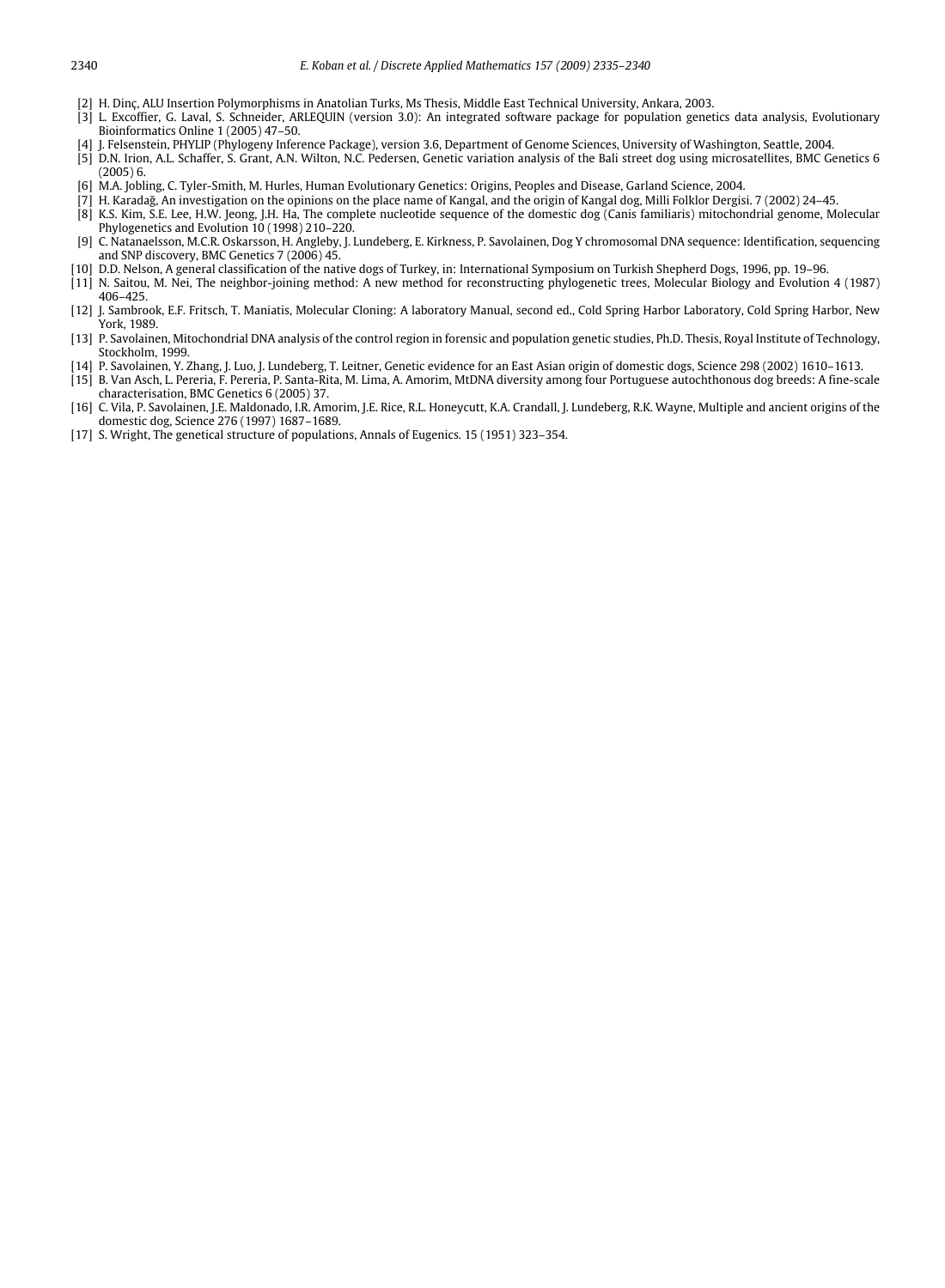[2] H. Dinç, ALU Insertion Polymorphisms in Anatolian Turks, Ms Thesis, Middle East Technical University, Ankara, 2003.

[3] L. Excoffier, G. Laval, S. Schneider, ARLEQUIN (version 3.0): An integrated software package for population genetics data analysis, Evolutionary Bioinformatics Online 1 (2005) 47–50.

[4] J. Felsenstein, PHYLIP (Phylogeny Inference Package), version 3.6, Department of Genome Sciences, University of Washington, Seattle, 2004.

[5] D.N. Irion, A.L. Schaffer, S. Grant, A.N. Wilton, N.C. Pedersen, Genetic variation analysis of the Bali street dog using microsatellites, BMC Genetics 6 (2005) 6.

[6] M.A. Jobling, C. Tyler-Smith, M. Hurles, Human Evolutionary Genetics: Origins, Peoples and Disease, Garland Science, 2004.

[7] H. Karadağ, An investigation on the opinions on the place name of Kangal, and the origin of Kangal dog, Milli Folklor Dergisi. 7 (2002) 24–45.

[8] K.S. Kim, S.E. Lee, H.W. Jeong, J.H. Ha, The complete nucleotide sequence of the domestic dog (Canis familiaris) mitochondrial genome, Molecular Phylogenetics and Evolution 10 (1998) 210–220.

[9] C. Natanaelsson, M.C.R. Oskarsson, H. Angleby, J. Lundeberg, E. Kirkness, P. Savolainen, Dog Y chromosomal DNA sequence: Identification, sequencing and SNP discovery, BMC Genetics 7 (2006) 45.

[10] D.D. Nelson, A general classification of the native dogs of Turkey, in: International Symposium on Turkish Shepherd Dogs, 1996, pp. 19–96.

[11] N. Saitou, M. Nei, The neighbor-joining method: A new method for reconstructing phylogenetic trees, Molecular Biology and Evolution 4 (1987) 406–425.

[12] J. Sambrook, E.F. Fritsch, T. Maniatis, Molecular Cloning: A laboratory Manual, second ed., Cold Spring Harbor Laboratory, Cold Spring Harbor, New York, 1989.

[13] P. Savolainen, Mitochondrial DNA analysis of the control region in forensic and population genetic studies, Ph.D. Thesis, Royal Institute of Technology, Stockholm, 1999.

[14] P. Savolainen, Y. Zhang, J. Luo, J. Lundeberg, T. Leitner, Genetic evidence for an East Asian origin of domestic dogs, Science 298 (2002) 1610–1613.

[15] B. Van Asch, L. Pereria, F. Pereria, P. Santa-Rita, M. Lima, A. Amorim, MtDNA diversity among four Portuguese autochthonous dog breeds: A fine-scale characterisation, BMC Genetics 6 (2005) 37.

[16] C. Vila, P. Savolainen, J.E. Maldonado, I.R. Amorim, J.E. Rice, R.L. Honeycutt, K.A. Crandall, J. Lundeberg, R.K. Wayne, Multiple and ancient origins of the domestic dog, Science 276 (1997) 1687–1689.

[17] S. Wright, The genetical structure of populations, Annals of Eugenics. 15 (1951) 323–354.